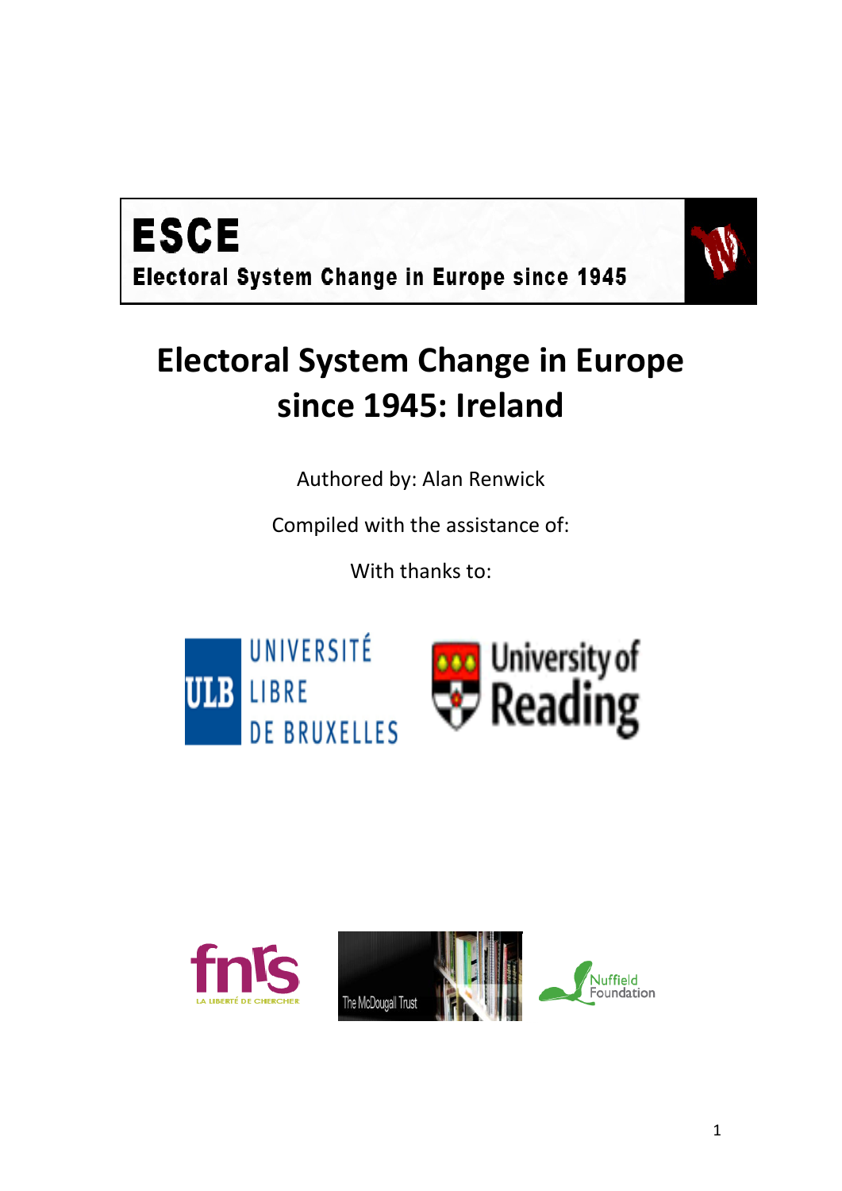**ESCE**

**Electoral System Change in Europe since 1945**

# Electoral System Change in Europe since 1945: Ireland

Authored by: Alan Renwick

Compiled with the assistance of:

With thanks to: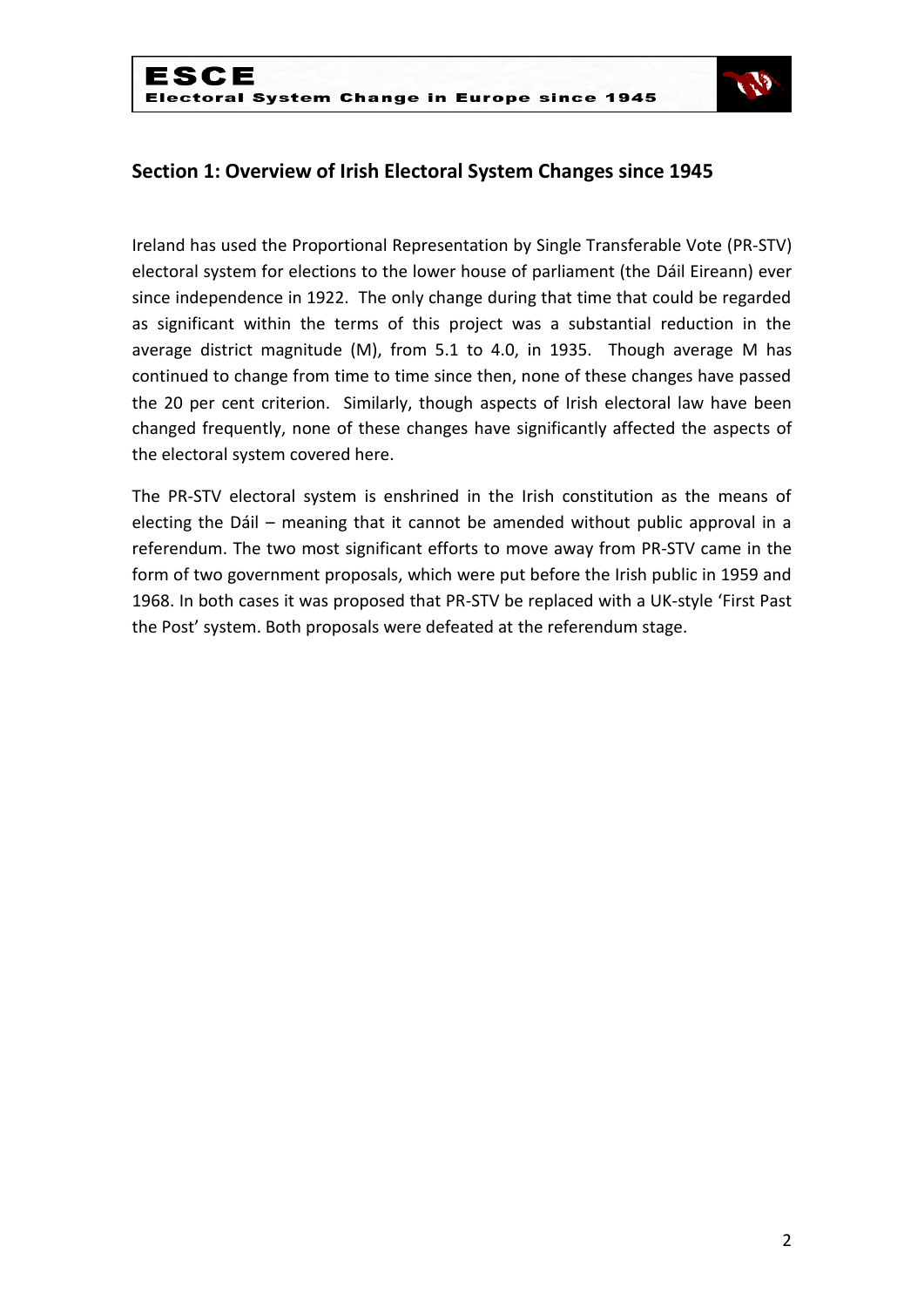## Section 1: Overview of Irish Electoral System Changes since 1945

Ireland has used the Proportional Representation by Single Transferable Vote (PR-STV) electoral system for elections to the lower house of parliament (the Dáil Eireann) ever since independence in 1922. The only change during that time that could be regarded as significant within the terms of this project was a substantial reduction in the average district magnitude (M), from 5.1 to 4.0, in 1935. Though average M has continued to change from time to time since then, none of these changes have passed the 20 per cent criterion. Similarly, though aspects of Irish electoral law have been changed frequently, none of these changes have significantly affected the aspects of the electoral system covered here.

The PR-STV electoral system is enshrined in the Irish constitution as the means of electing the Dáil – meaning that it cannot be amended without public approval in a referendum. The two most significant efforts to move away from PR-STV came in the form of two government proposals, which were put before the Irish public in 1959 and 1968. In both cases it was proposed that PR-STV be replaced with a UK-style 'First Past the Post' system. Both proposals were defeated at the referendum stage.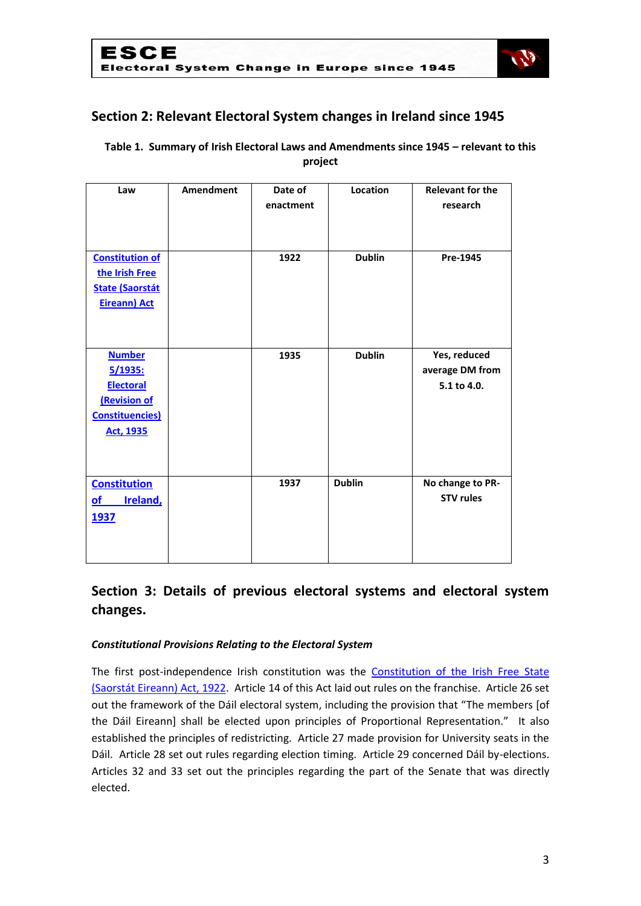## Section 2: Relevant Electoral System changes in Ireland since 1945

**Table 1. Summary of Irish Electoral Laws and Amendments since 1945 – relevant to this project**

| Law | Amendment | Date of enactment | Location | Relevant for the research |
|---|---|---|---|---|
| Constitution of the Irish Free State (Saorstát Eireann) Act | | 1922 | Dublin | Pre-1945 |
| Number 5/1935: Electoral (Revision of Constituencies) Act, 1935 | | 1935 | Dublin | Yes, reduced average DM from 5.1 to 4.0. |
| Constitution of Ireland, 1937 | | 1937 | Dublin | No change to PR-STV rules |

## Section 3: Details of previous electoral systems and electoral system changes.

***Constitutional Provisions Relating to the Electoral System***

The first post-independence Irish constitution was the Constitution of the Irish Free State (Saorstát Eireann) Act, 1922. Article 14 of this Act laid out rules on the franchise. Article 26 set out the framework of the Dáil electoral system, including the provision that "The members [of the Dáil Eireann] shall be elected upon principles of Proportional Representation." It also established the principles of redistricting. Article 27 made provision for University seats in the Dáil. Article 28 set out rules regarding election timing. Article 29 concerned Dáil by-elections. Articles 32 and 33 set out the principles regarding the part of the Senate that was directly elected.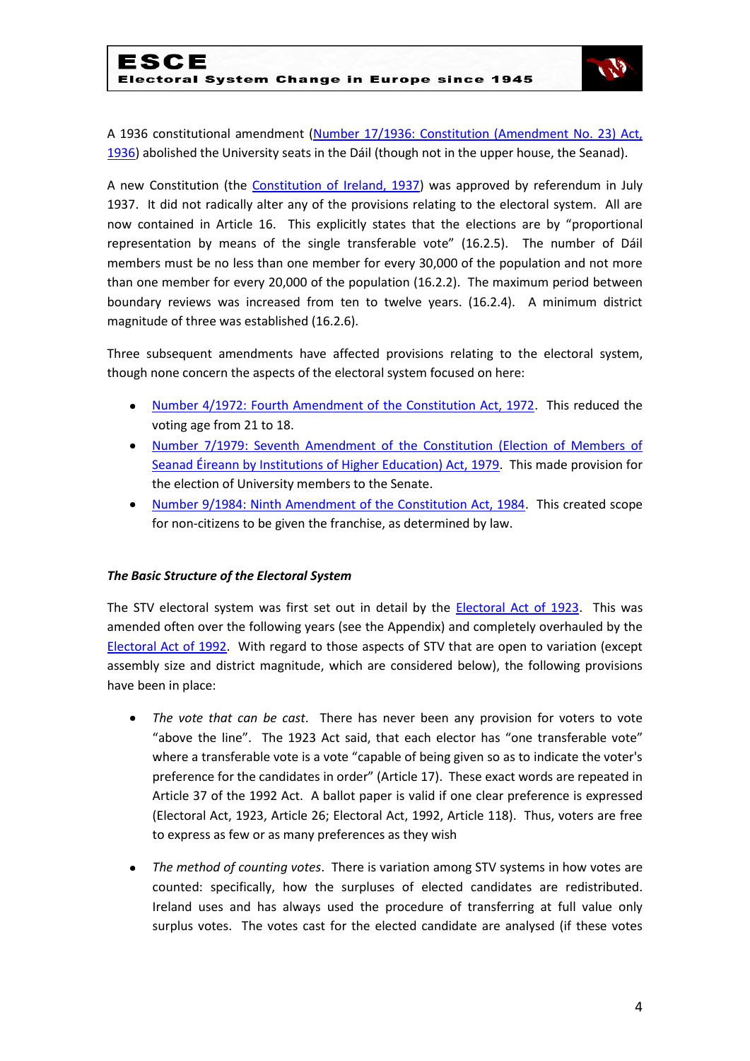A 1936 constitutional amendment (Number 17/1936: Constitution (Amendment No. 23) Act, 1936) abolished the University seats in the Dáil (though not in the upper house, the Seanad).

A new Constitution (the Constitution of Ireland, 1937) was approved by referendum in July 1937. It did not radically alter any of the provisions relating to the electoral system. All are now contained in Article 16. This explicitly states that the elections are by "proportional representation by means of the single transferable vote" (16.2.5). The number of Dáil members must be no less than one member for every 30,000 of the population and not more than one member for every 20,000 of the population (16.2.2). The maximum period between boundary reviews was increased from ten to twelve years. (16.2.4). A minimum district magnitude of three was established (16.2.6).

Three subsequent amendments have affected provisions relating to the electoral system, though none concern the aspects of the electoral system focused on here:

- Number 4/1972: Fourth Amendment of the Constitution Act, 1972. This reduced the voting age from 21 to 18.
- Number 7/1979: Seventh Amendment of the Constitution (Election of Members of Seanad Éireann by Institutions of Higher Education) Act, 1979. This made provision for the election of University members to the Senate.
- Number 9/1984: Ninth Amendment of the Constitution Act, 1984. This created scope for non-citizens to be given the franchise, as determined by law.

***The Basic Structure of the Electoral System***

The STV electoral system was first set out in detail by the Electoral Act of 1923. This was amended often over the following years (see the Appendix) and completely overhauled by the Electoral Act of 1992. With regard to those aspects of STV that are open to variation (except assembly size and district magnitude, which are considered below), the following provisions have been in place:

- *The vote that can be cast*. There has never been any provision for voters to vote "above the line". The 1923 Act said, that each elector has "one transferable vote" where a transferable vote is a vote "capable of being given so as to indicate the voter's preference for the candidates in order" (Article 17). These exact words are repeated in Article 37 of the 1992 Act. A ballot paper is valid if one clear preference is expressed (Electoral Act, 1923, Article 26; Electoral Act, 1992, Article 118). Thus, voters are free to express as few or as many preferences as they wish

- *The method of counting votes*. There is variation among STV systems in how votes are counted: specifically, how the surpluses of elected candidates are redistributed. Ireland uses and has always used the procedure of transferring at full value only surplus votes. The votes cast for the elected candidate are analysed (if these votes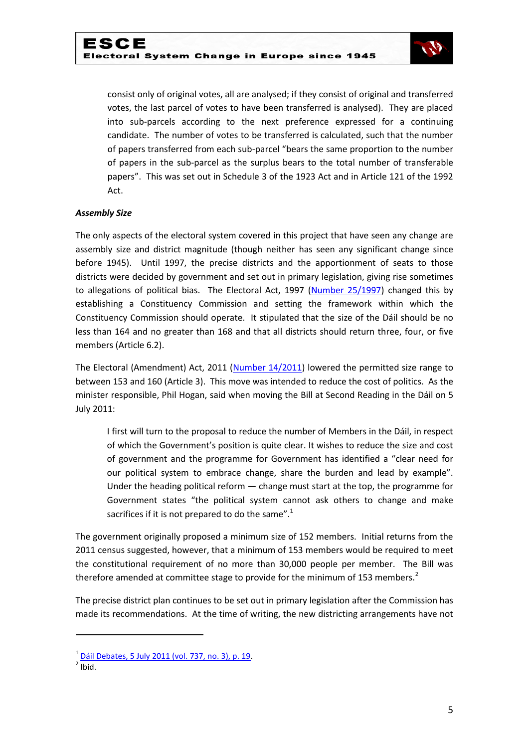consist only of original votes, all are analysed; if they consist of original and transferred votes, the last parcel of votes to have been transferred is analysed). They are placed into sub-parcels according to the next preference expressed for a continuing candidate. The number of votes to be transferred is calculated, such that the number of papers transferred from each sub-parcel "bears the same proportion to the number of papers in the sub-parcel as the surplus bears to the total number of transferable papers". This was set out in Schedule 3 of the 1923 Act and in Article 121 of the 1992 Act.

***Assembly Size***

The only aspects of the electoral system covered in this project that have seen any change are assembly size and district magnitude (though neither has seen any significant change since before 1945). Until 1997, the precise districts and the apportionment of seats to those districts were decided by government and set out in primary legislation, giving rise sometimes to allegations of political bias. The Electoral Act, 1997 (Number 25/1997) changed this by establishing a Constituency Commission and setting the framework within which the Constituency Commission should operate. It stipulated that the size of the Dáil should be no less than 164 and no greater than 168 and that all districts should return three, four, or five members (Article 6.2).

The Electoral (Amendment) Act, 2011 (Number 14/2011) lowered the permitted size range to between 153 and 160 (Article 3). This move was intended to reduce the cost of politics. As the minister responsible, Phil Hogan, said when moving the Bill at Second Reading in the Dáil on 5 July 2011:

> I first will turn to the proposal to reduce the number of Members in the Dáil, in respect of which the Government's position is quite clear. It wishes to reduce the size and cost of government and the programme for Government has identified a "clear need for our political system to embrace change, share the burden and lead by example". Under the heading political reform — change must start at the top, the programme for Government states "the political system cannot ask others to change and make sacrifices if it is not prepared to do the same".[1]

The government originally proposed a minimum size of 152 members. Initial returns from the 2011 census suggested, however, that a minimum of 153 members would be required to meet the constitutional requirement of no more than 30,000 people per member. The Bill was therefore amended at committee stage to provide for the minimum of 153 members.[2]

The precise district plan continues to be set out in primary legislation after the Commission has made its recommendations. At the time of writing, the new districting arrangements have not

---

[1] Dáil Debates, 5 July 2011 (vol. 737, no. 3), p. 19.

[2] Ibid.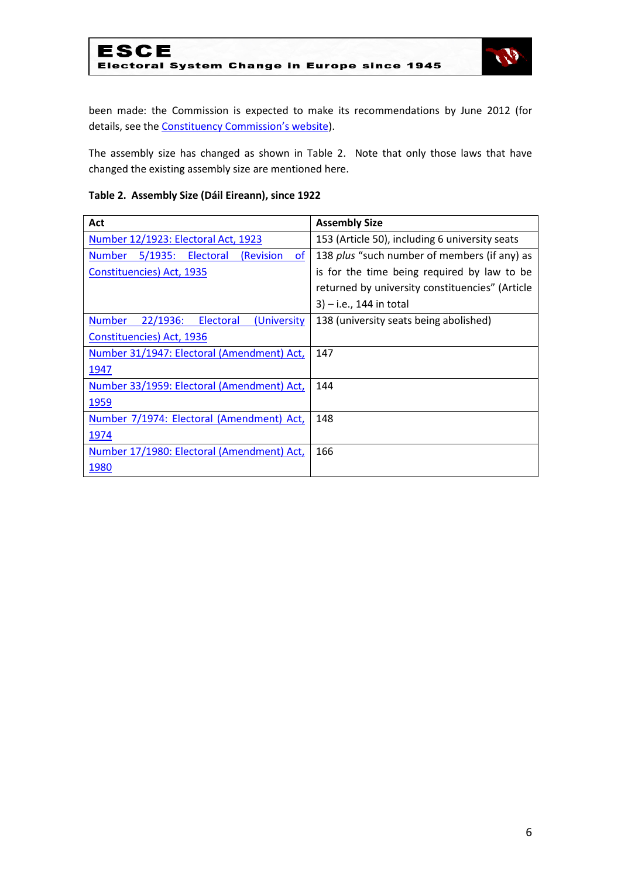been made: the Commission is expected to make its recommendations by June 2012 (for details, see the [Constituency Commission's website](#)).

The assembly size has changed as shown in Table 2. Note that only those laws that have changed the existing assembly size are mentioned here.

**Table 2. Assembly Size (Dáil Eireann), since 1922**

| Act | Assembly Size |
|---|---|
| Number 12/1923: Electoral Act, 1923 | 153 (Article 50), including 6 university seats |
| Number 5/1935: Electoral (Revision of Constituencies) Act, 1935 | 138 *plus* "such number of members (if any) as is for the time being required by law to be returned by university constituencies" (Article 3) – i.e., 144 in total |
| Number 22/1936: Electoral (University Constituencies) Act, 1936 | 138 (university seats being abolished) |
| Number 31/1947: Electoral (Amendment) Act, 1947 | 147 |
| Number 33/1959: Electoral (Amendment) Act, 1959 | 144 |
| Number 7/1974: Electoral (Amendment) Act, 1974 | 148 |
| Number 17/1980: Electoral (Amendment) Act, 1980 | 166 |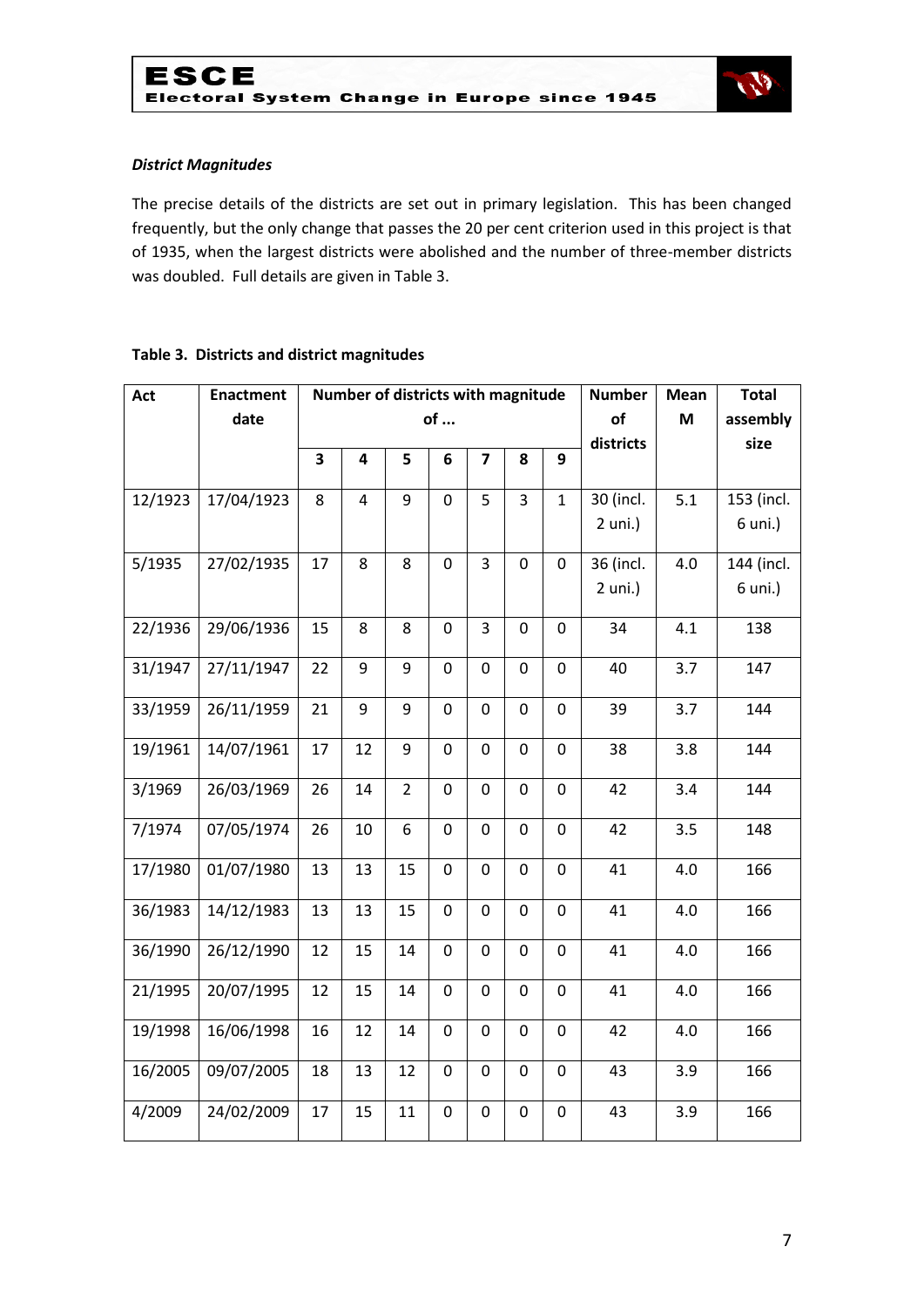*District Magnitudes*

The precise details of the districts are set out in primary legislation. This has been changed frequently, but the only change that passes the 20 per cent criterion used in this project is that of 1935, when the largest districts were abolished and the number of three-member districts was doubled. Full details are given in Table 3.

**Table 3. Districts and district magnitudes**

| Act | Enactment date | Number of districts with magnitude of ... | | | | | | | Number of districts | Mean M | Total assembly size |
|---|---|---|---|---|---|---|---|---|---|---|---|
| | | 3 | 4 | 5 | 6 | 7 | 8 | 9 | | | |
| 12/1923 | 17/04/1923 | 8 | 4 | 9 | 0 | 5 | 3 | 1 | 30 (incl. 2 uni.) | 5.1 | 153 (incl. 6 uni.) |
| 5/1935 | 27/02/1935 | 17 | 8 | 8 | 0 | 3 | 0 | 0 | 36 (incl. 2 uni.) | 4.0 | 144 (incl. 6 uni.) |
| 22/1936 | 29/06/1936 | 15 | 8 | 8 | 0 | 3 | 0 | 0 | 34 | 4.1 | 138 |
| 31/1947 | 27/11/1947 | 22 | 9 | 9 | 0 | 0 | 0 | 0 | 40 | 3.7 | 147 |
| 33/1959 | 26/11/1959 | 21 | 9 | 9 | 0 | 0 | 0 | 0 | 39 | 3.7 | 144 |
| 19/1961 | 14/07/1961 | 17 | 12 | 9 | 0 | 0 | 0 | 0 | 38 | 3.8 | 144 |
| 3/1969 | 26/03/1969 | 26 | 14 | 2 | 0 | 0 | 0 | 0 | 42 | 3.4 | 144 |
| 7/1974 | 07/05/1974 | 26 | 10 | 6 | 0 | 0 | 0 | 0 | 42 | 3.5 | 148 |
| 17/1980 | 01/07/1980 | 13 | 13 | 15 | 0 | 0 | 0 | 0 | 41 | 4.0 | 166 |
| 36/1983 | 14/12/1983 | 13 | 13 | 15 | 0 | 0 | 0 | 0 | 41 | 4.0 | 166 |
| 36/1990 | 26/12/1990 | 12 | 15 | 14 | 0 | 0 | 0 | 0 | 41 | 4.0 | 166 |
| 21/1995 | 20/07/1995 | 12 | 15 | 14 | 0 | 0 | 0 | 0 | 41 | 4.0 | 166 |
| 19/1998 | 16/06/1998 | 16 | 12 | 14 | 0 | 0 | 0 | 0 | 42 | 4.0 | 166 |
| 16/2005 | 09/07/2005 | 18 | 13 | 12 | 0 | 0 | 0 | 0 | 43 | 3.9 | 166 |
| 4/2009 | 24/02/2009 | 17 | 15 | 11 | 0 | 0 | 0 | 0 | 43 | 3.9 | 166 |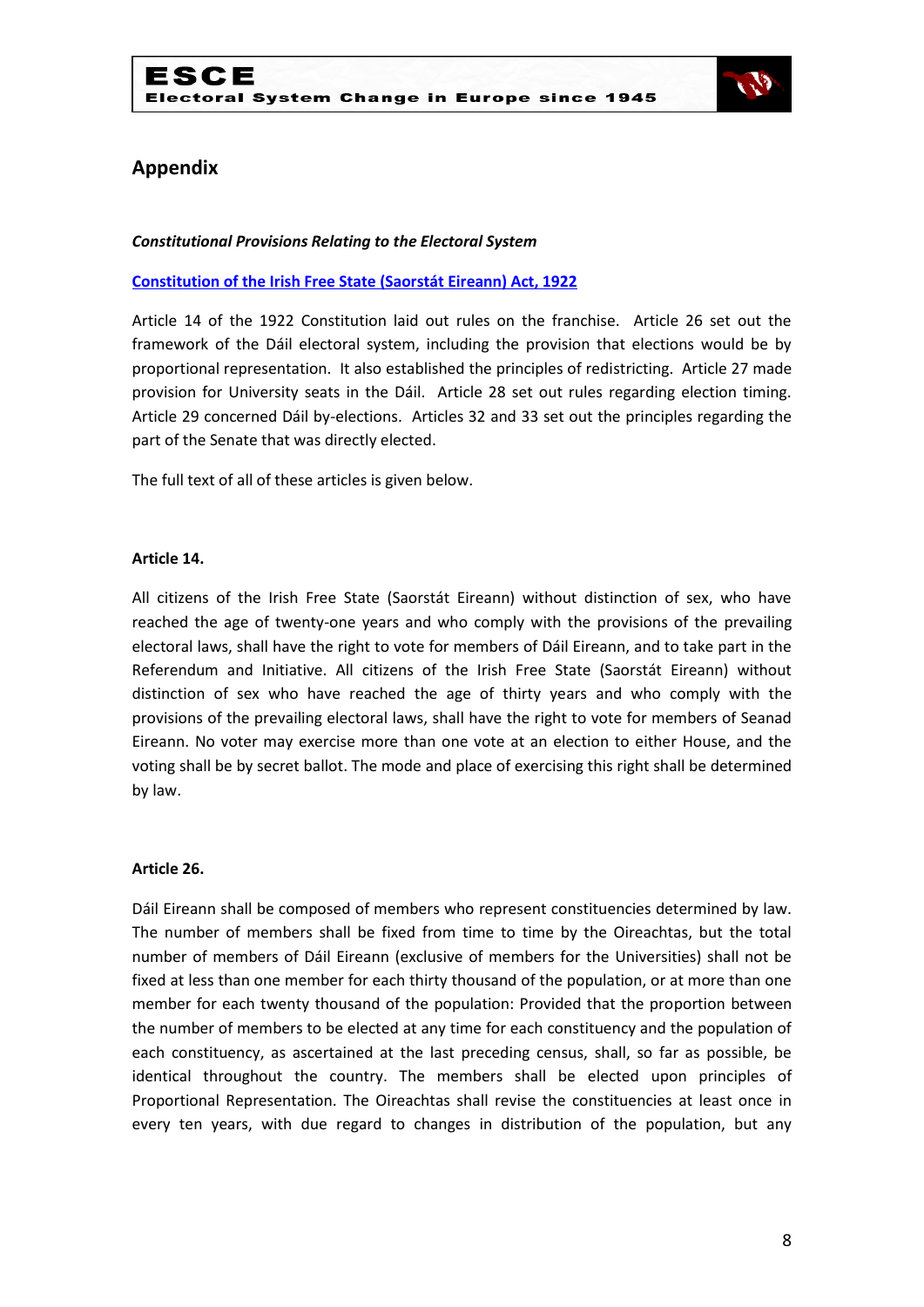## Appendix

***Constitutional Provisions Relating to the Electoral System***

**Constitution of the Irish Free State (Saorstát Eireann) Act, 1922**

Article 14 of the 1922 Constitution laid out rules on the franchise. Article 26 set out the framework of the Dáil electoral system, including the provision that elections would be by proportional representation. It also established the principles of redistricting. Article 27 made provision for University seats in the Dáil. Article 28 set out rules regarding election timing. Article 29 concerned Dáil by-elections. Articles 32 and 33 set out the principles regarding the part of the Senate that was directly elected.

The full text of all of these articles is given below.

**Article 14.**

All citizens of the Irish Free State (Saorstát Eireann) without distinction of sex, who have reached the age of twenty-one years and who comply with the provisions of the prevailing electoral laws, shall have the right to vote for members of Dáil Eireann, and to take part in the Referendum and Initiative. All citizens of the Irish Free State (Saorstát Eireann) without distinction of sex who have reached the age of thirty years and who comply with the provisions of the prevailing electoral laws, shall have the right to vote for members of Seanad Eireann. No voter may exercise more than one vote at an election to either House, and the voting shall be by secret ballot. The mode and place of exercising this right shall be determined by law.

**Article 26.**

Dáil Eireann shall be composed of members who represent constituencies determined by law. The number of members shall be fixed from time to time by the Oireachtas, but the total number of members of Dáil Eireann (exclusive of members for the Universities) shall not be fixed at less than one member for each thirty thousand of the population, or at more than one member for each twenty thousand of the population: Provided that the proportion between the number of members to be elected at any time for each constituency and the population of each constituency, as ascertained at the last preceding census, shall, so far as possible, be identical throughout the country. The members shall be elected upon principles of Proportional Representation. The Oireachtas shall revise the constituencies at least once in every ten years, with due regard to changes in distribution of the population, but any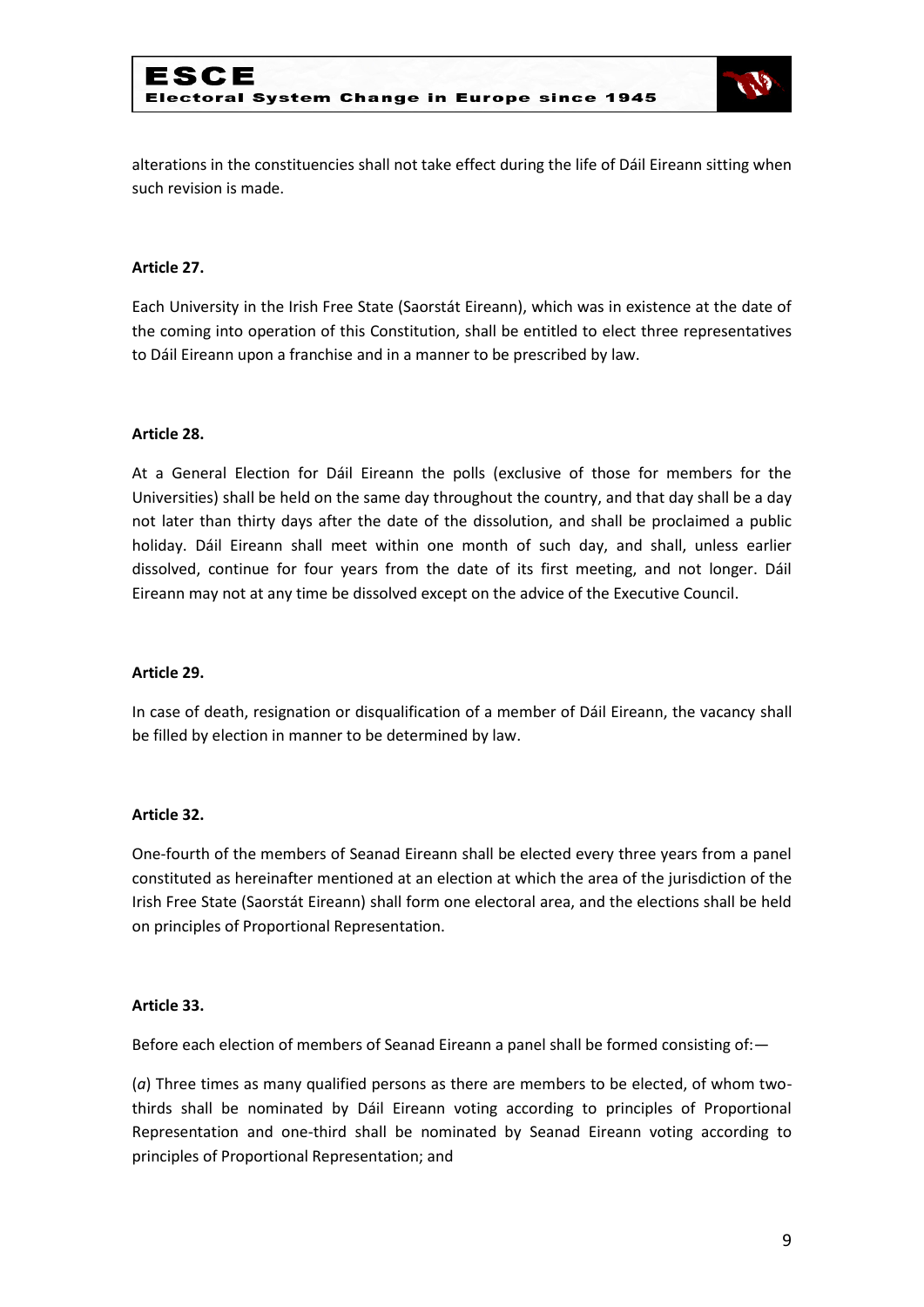alterations in the constituencies shall not take effect during the life of Dáil Eireann sitting when such revision is made.

**Article 27.**

Each University in the Irish Free State (Saorstát Eireann), which was in existence at the date of the coming into operation of this Constitution, shall be entitled to elect three representatives to Dáil Eireann upon a franchise and in a manner to be prescribed by law.

**Article 28.**

At a General Election for Dáil Eireann the polls (exclusive of those for members for the Universities) shall be held on the same day throughout the country, and that day shall be a day not later than thirty days after the date of the dissolution, and shall be proclaimed a public holiday. Dáil Eireann shall meet within one month of such day, and shall, unless earlier dissolved, continue for four years from the date of its first meeting, and not longer. Dáil Eireann may not at any time be dissolved except on the advice of the Executive Council.

**Article 29.**

In case of death, resignation or disqualification of a member of Dáil Eireann, the vacancy shall be filled by election in manner to be determined by law.

**Article 32.**

One-fourth of the members of Seanad Eireann shall be elected every three years from a panel constituted as hereinafter mentioned at an election at which the area of the jurisdiction of the Irish Free State (Saorstát Eireann) shall form one electoral area, and the elections shall be held on principles of Proportional Representation.

**Article 33.**

Before each election of members of Seanad Eireann a panel shall be formed consisting of:—

(*a*) Three times as many qualified persons as there are members to be elected, of whom two-thirds shall be nominated by Dáil Eireann voting according to principles of Proportional Representation and one-third shall be nominated by Seanad Eireann voting according to principles of Proportional Representation; and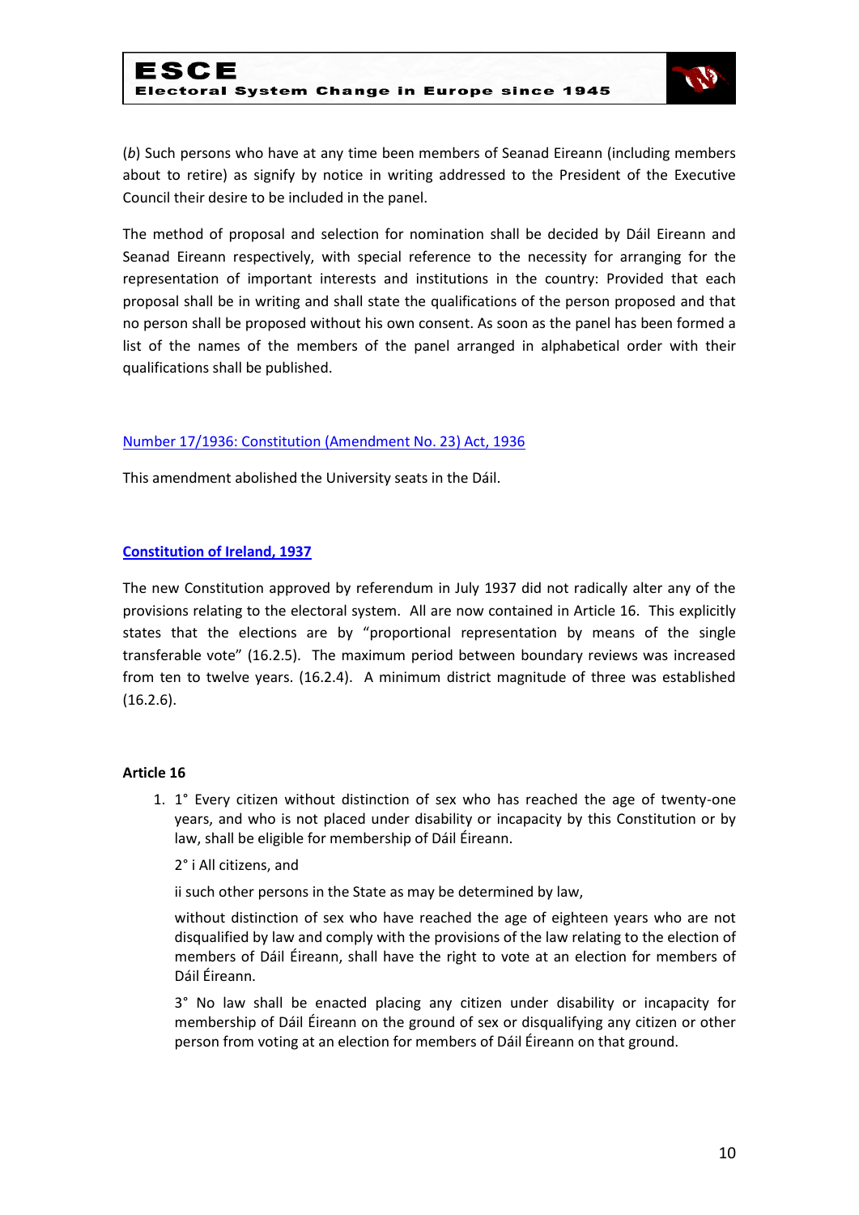(*b*) Such persons who have at any time been members of Seanad Eireann (including members about to retire) as signify by notice in writing addressed to the President of the Executive Council their desire to be included in the panel.

The method of proposal and selection for nomination shall be decided by Dáil Eireann and Seanad Eireann respectively, with special reference to the necessity for arranging for the representation of important interests and institutions in the country: Provided that each proposal shall be in writing and shall state the qualifications of the person proposed and that no person shall be proposed without his own consent. As soon as the panel has been formed a list of the names of the members of the panel arranged in alphabetical order with their qualifications shall be published.

Number 17/1936: Constitution (Amendment No. 23) Act, 1936

This amendment abolished the University seats in the Dáil.

**Constitution of Ireland, 1937**

The new Constitution approved by referendum in July 1937 did not radically alter any of the provisions relating to the electoral system. All are now contained in Article 16. This explicitly states that the elections are by "proportional representation by means of the single transferable vote" (16.2.5). The maximum period between boundary reviews was increased from ten to twelve years. (16.2.4). A minimum district magnitude of three was established (16.2.6).

**Article 16**

1. 1° Every citizen without distinction of sex who has reached the age of twenty-one years, and who is not placed under disability or incapacity by this Constitution or by law, shall be eligible for membership of Dáil Éireann.

   2° i All citizens, and

   ii such other persons in the State as may be determined by law,

   without distinction of sex who have reached the age of eighteen years who are not disqualified by law and comply with the provisions of the law relating to the election of members of Dáil Éireann, shall have the right to vote at an election for members of Dáil Éireann.

   3° No law shall be enacted placing any citizen under disability or incapacity for membership of Dáil Éireann on the ground of sex or disqualifying any citizen or other person from voting at an election for members of Dáil Éireann on that ground.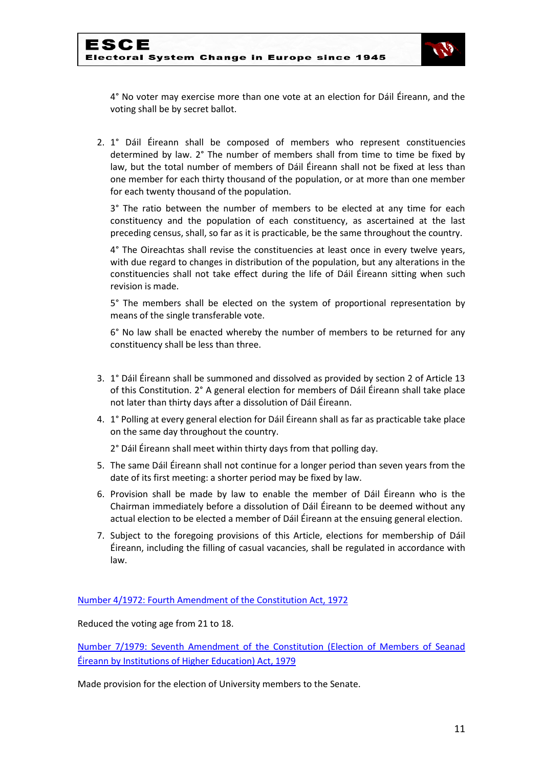4° No voter may exercise more than one vote at an election for Dáil Éireann, and the voting shall be by secret ballot.

2. 1° Dáil Éireann shall be composed of members who represent constituencies determined by law. 2° The number of members shall from time to time be fixed by law, but the total number of members of Dáil Éireann shall not be fixed at less than one member for each thirty thousand of the population, or at more than one member for each twenty thousand of the population.

   3° The ratio between the number of members to be elected at any time for each constituency and the population of each constituency, as ascertained at the last preceding census, shall, so far as it is practicable, be the same throughout the country.

   4° The Oireachtas shall revise the constituencies at least once in every twelve years, with due regard to changes in distribution of the population, but any alterations in the constituencies shall not take effect during the life of Dáil Éireann sitting when such revision is made.

   5° The members shall be elected on the system of proportional representation by means of the single transferable vote.

   6° No law shall be enacted whereby the number of members to be returned for any constituency shall be less than three.

3. 1° Dáil Éireann shall be summoned and dissolved as provided by section 2 of Article 13 of this Constitution. 2° A general election for members of Dáil Éireann shall take place not later than thirty days after a dissolution of Dáil Éireann.
4. 1° Polling at every general election for Dáil Éireann shall as far as practicable take place on the same day throughout the country.

   2° Dáil Éireann shall meet within thirty days from that polling day.
5. The same Dáil Éireann shall not continue for a longer period than seven years from the date of its first meeting: a shorter period may be fixed by law.
6. Provision shall be made by law to enable the member of Dáil Éireann who is the Chairman immediately before a dissolution of Dáil Éireann to be deemed without any actual election to be elected a member of Dáil Éireann at the ensuing general election.
7. Subject to the foregoing provisions of this Article, elections for membership of Dáil Éireann, including the filling of casual vacancies, shall be regulated in accordance with law.

Number 4/1972: Fourth Amendment of the Constitution Act, 1972

Reduced the voting age from 21 to 18.

Number 7/1979: Seventh Amendment of the Constitution (Election of Members of Seanad Éireann by Institutions of Higher Education) Act, 1979

Made provision for the election of University members to the Senate.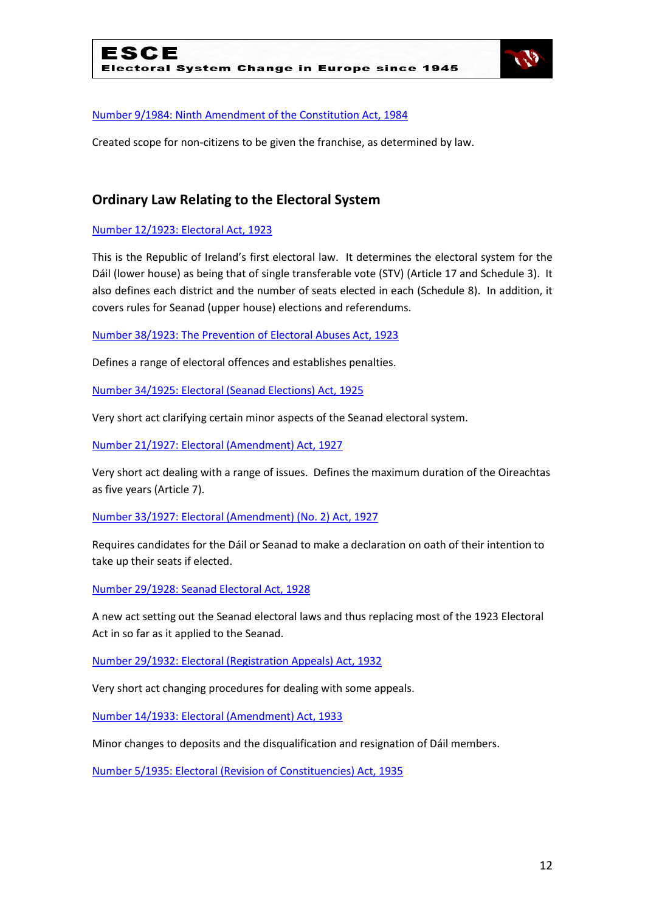[Number 9/1984: Ninth Amendment of the Constitution Act, 1984]

Created scope for non-citizens to be given the franchise, as determined by law.

## Ordinary Law Relating to the Electoral System

[Number 12/1923: Electoral Act, 1923]

This is the Republic of Ireland's first electoral law. It determines the electoral system for the Dáil (lower house) as being that of single transferable vote (STV) (Article 17 and Schedule 3). It also defines each district and the number of seats elected in each (Schedule 8). In addition, it covers rules for Seanad (upper house) elections and referendums.

[Number 38/1923: The Prevention of Electoral Abuses Act, 1923]

Defines a range of electoral offences and establishes penalties.

[Number 34/1925: Electoral (Seanad Elections) Act, 1925]

Very short act clarifying certain minor aspects of the Seanad electoral system.

[Number 21/1927: Electoral (Amendment) Act, 1927]

Very short act dealing with a range of issues. Defines the maximum duration of the Oireachtas as five years (Article 7).

[Number 33/1927: Electoral (Amendment) (No. 2) Act, 1927]

Requires candidates for the Dáil or Seanad to make a declaration on oath of their intention to take up their seats if elected.

[Number 29/1928: Seanad Electoral Act, 1928]

A new act setting out the Seanad electoral laws and thus replacing most of the 1923 Electoral Act in so far as it applied to the Seanad.

[Number 29/1932: Electoral (Registration Appeals) Act, 1932]

Very short act changing procedures for dealing with some appeals.

[Number 14/1933: Electoral (Amendment) Act, 1933]

Minor changes to deposits and the disqualification and resignation of Dáil members.

[Number 5/1935: Electoral (Revision of Constituencies) Act, 1935]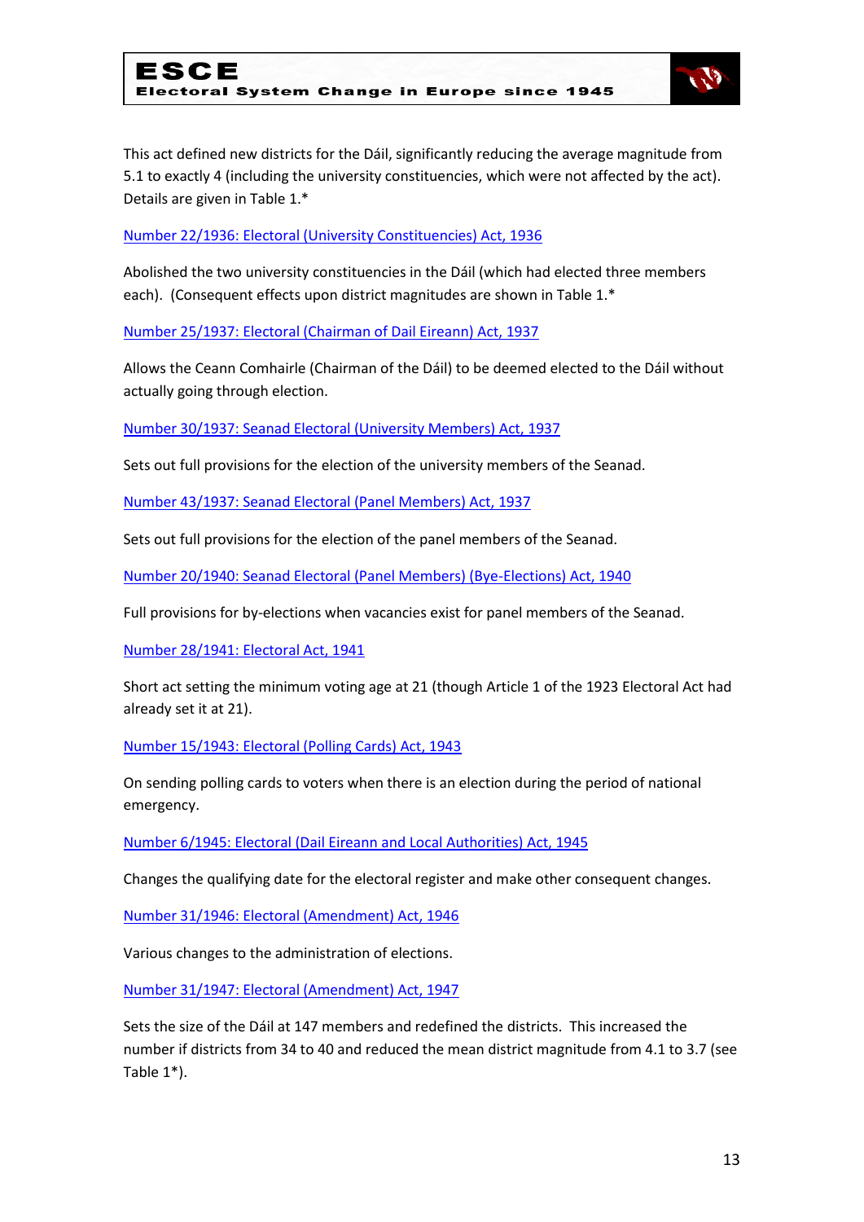This act defined new districts for the Dáil, significantly reducing the average magnitude from 5.1 to exactly 4 (including the university constituencies, which were not affected by the act). Details are given in Table 1.*

Number 22/1936: Electoral (University Constituencies) Act, 1936

Abolished the two university constituencies in the Dáil (which had elected three members each). (Consequent effects upon district magnitudes are shown in Table 1.*

Number 25/1937: Electoral (Chairman of Dail Eireann) Act, 1937

Allows the Ceann Comhairle (Chairman of the Dáil) to be deemed elected to the Dáil without actually going through election.

Number 30/1937: Seanad Electoral (University Members) Act, 1937

Sets out full provisions for the election of the university members of the Seanad.

Number 43/1937: Seanad Electoral (Panel Members) Act, 1937

Sets out full provisions for the election of the panel members of the Seanad.

Number 20/1940: Seanad Electoral (Panel Members) (Bye-Elections) Act, 1940

Full provisions for by-elections when vacancies exist for panel members of the Seanad.

Number 28/1941: Electoral Act, 1941

Short act setting the minimum voting age at 21 (though Article 1 of the 1923 Electoral Act had already set it at 21).

Number 15/1943: Electoral (Polling Cards) Act, 1943

On sending polling cards to voters when there is an election during the period of national emergency.

Number 6/1945: Electoral (Dail Eireann and Local Authorities) Act, 1945

Changes the qualifying date for the electoral register and make other consequent changes.

Number 31/1946: Electoral (Amendment) Act, 1946

Various changes to the administration of elections.

Number 31/1947: Electoral (Amendment) Act, 1947

Sets the size of the Dáil at 147 members and redefined the districts. This increased the number if districts from 34 to 40 and reduced the mean district magnitude from 4.1 to 3.7 (see Table 1*).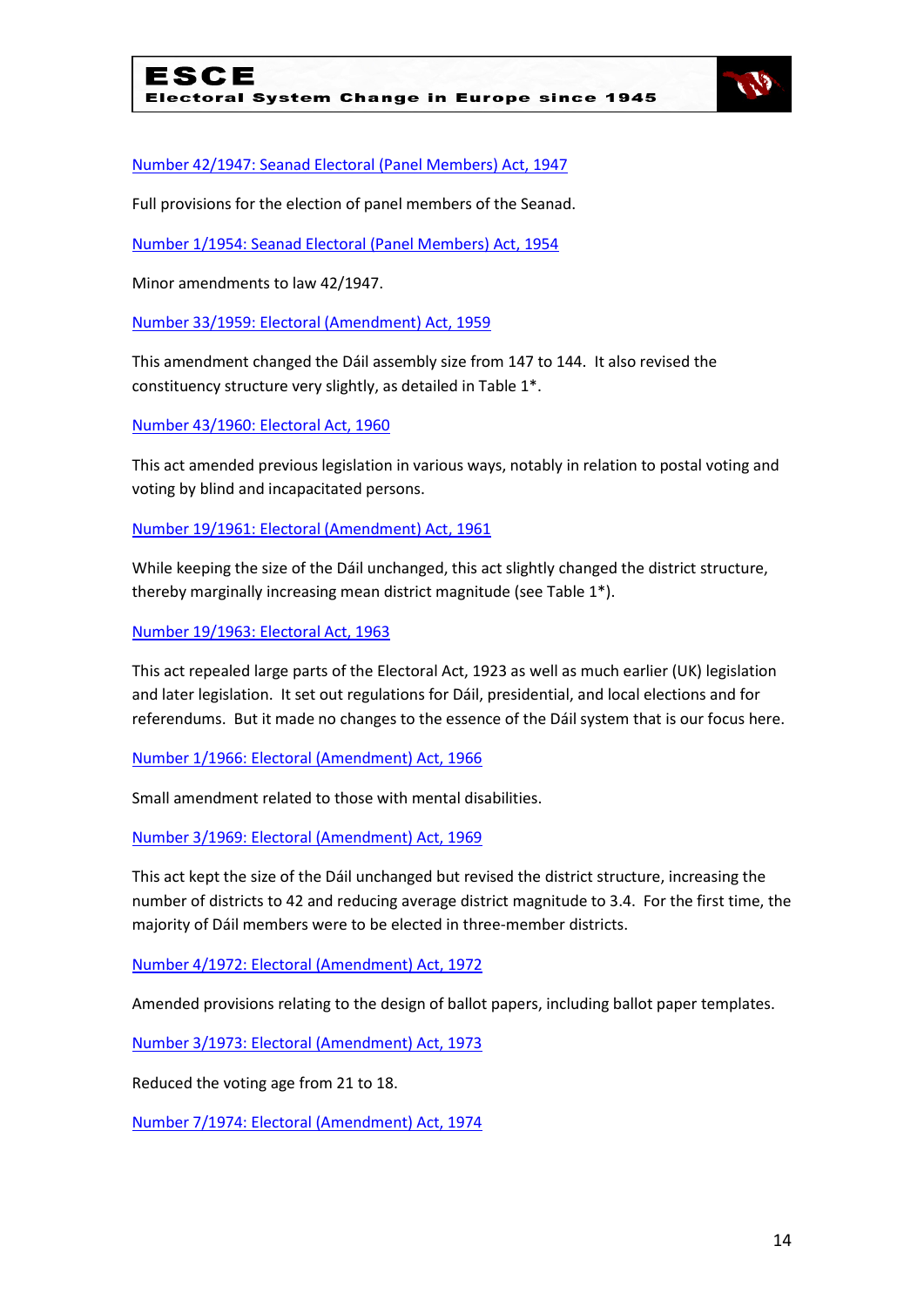[Number 42/1947: Seanad Electoral (Panel Members) Act, 1947]

Full provisions for the election of panel members of the Seanad.

[Number 1/1954: Seanad Electoral (Panel Members) Act, 1954]

Minor amendments to law 42/1947.

[Number 33/1959: Electoral (Amendment) Act, 1959]

This amendment changed the Dáil assembly size from 147 to 144. It also revised the constituency structure very slightly, as detailed in Table 1*.

[Number 43/1960: Electoral Act, 1960]

This act amended previous legislation in various ways, notably in relation to postal voting and voting by blind and incapacitated persons.

[Number 19/1961: Electoral (Amendment) Act, 1961]

While keeping the size of the Dáil unchanged, this act slightly changed the district structure, thereby marginally increasing mean district magnitude (see Table 1*).

[Number 19/1963: Electoral Act, 1963]

This act repealed large parts of the Electoral Act, 1923 as well as much earlier (UK) legislation and later legislation. It set out regulations for Dáil, presidential, and local elections and for referendums. But it made no changes to the essence of the Dáil system that is our focus here.

[Number 1/1966: Electoral (Amendment) Act, 1966]

Small amendment related to those with mental disabilities.

[Number 3/1969: Electoral (Amendment) Act, 1969]

This act kept the size of the Dáil unchanged but revised the district structure, increasing the number of districts to 42 and reducing average district magnitude to 3.4. For the first time, the majority of Dáil members were to be elected in three-member districts.

[Number 4/1972: Electoral (Amendment) Act, 1972]

Amended provisions relating to the design of ballot papers, including ballot paper templates.

[Number 3/1973: Electoral (Amendment) Act, 1973]

Reduced the voting age from 21 to 18.

[Number 7/1974: Electoral (Amendment) Act, 1974]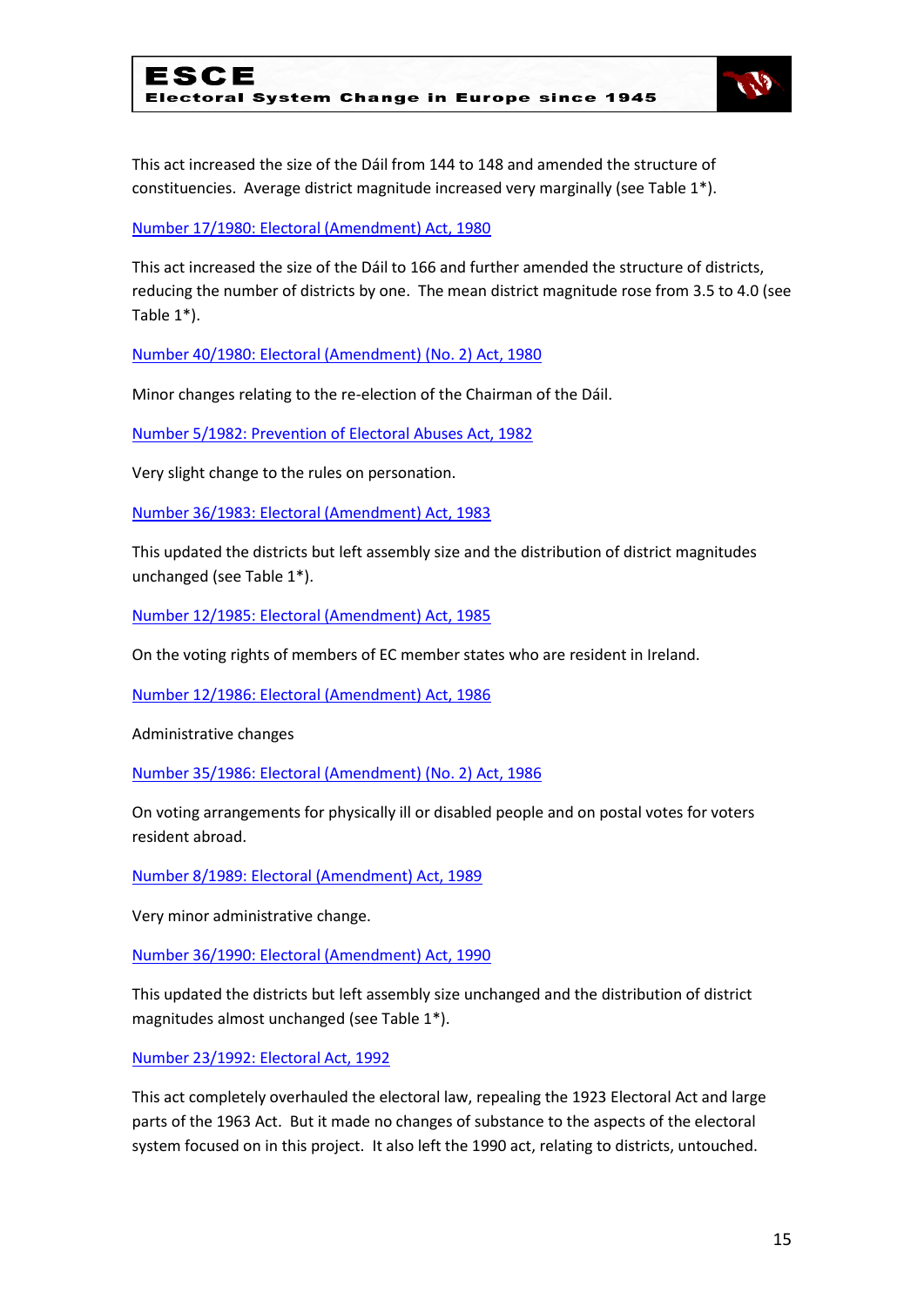This act increased the size of the Dáil from 144 to 148 and amended the structure of constituencies. Average district magnitude increased very marginally (see Table 1*).

[Number 17/1980: Electoral (Amendment) Act, 1980]

This act increased the size of the Dáil to 166 and further amended the structure of districts, reducing the number of districts by one. The mean district magnitude rose from 3.5 to 4.0 (see Table 1*).

[Number 40/1980: Electoral (Amendment) (No. 2) Act, 1980]

Minor changes relating to the re-election of the Chairman of the Dáil.

[Number 5/1982: Prevention of Electoral Abuses Act, 1982]

Very slight change to the rules on personation.

[Number 36/1983: Electoral (Amendment) Act, 1983]

This updated the districts but left assembly size and the distribution of district magnitudes unchanged (see Table 1*).

[Number 12/1985: Electoral (Amendment) Act, 1985]

On the voting rights of members of EC member states who are resident in Ireland.

[Number 12/1986: Electoral (Amendment) Act, 1986]

Administrative changes

[Number 35/1986: Electoral (Amendment) (No. 2) Act, 1986]

On voting arrangements for physically ill or disabled people and on postal votes for voters resident abroad.

[Number 8/1989: Electoral (Amendment) Act, 1989]

Very minor administrative change.

[Number 36/1990: Electoral (Amendment) Act, 1990]

This updated the districts but left assembly size unchanged and the distribution of district magnitudes almost unchanged (see Table 1*).

[Number 23/1992: Electoral Act, 1992]

This act completely overhauled the electoral law, repealing the 1923 Electoral Act and large parts of the 1963 Act. But it made no changes of substance to the aspects of the electoral system focused on in this project. It also left the 1990 act, relating to districts, untouched.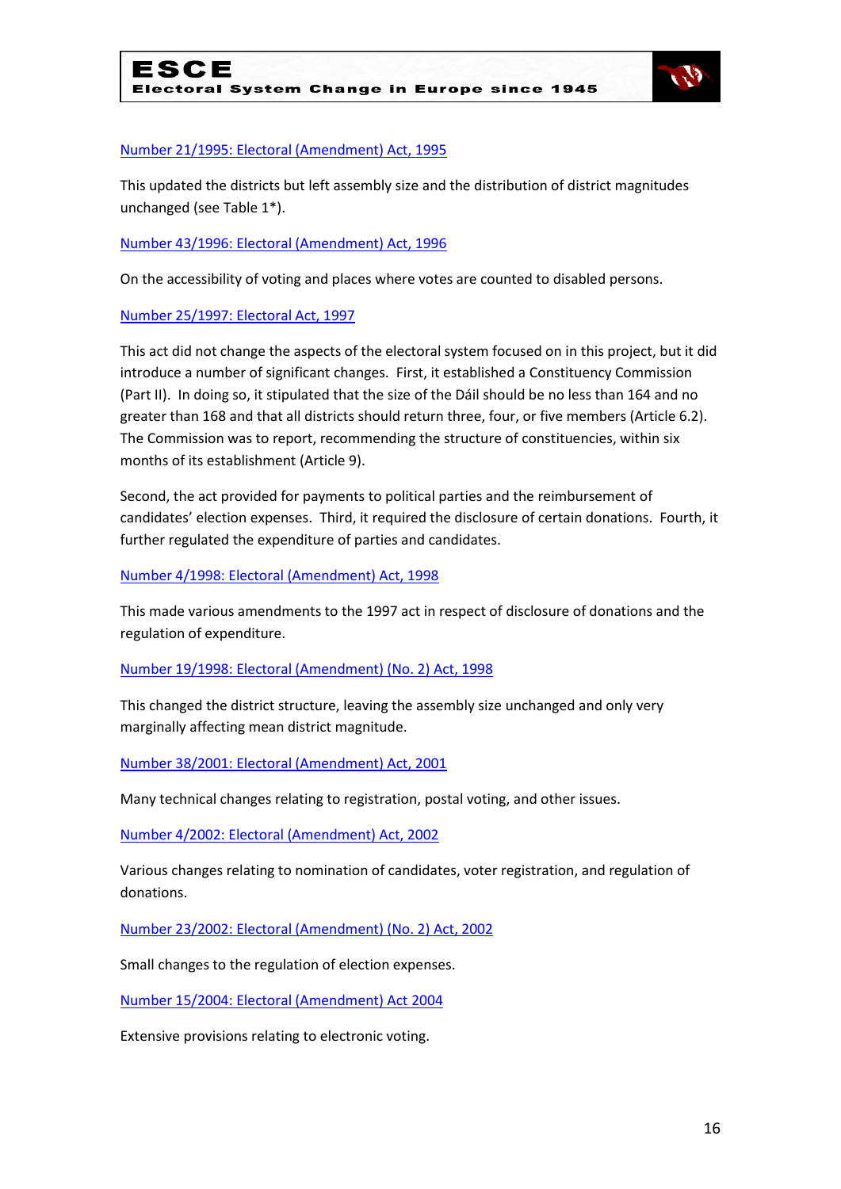Number 21/1995: Electoral (Amendment) Act, 1995

This updated the districts but left assembly size and the distribution of district magnitudes unchanged (see Table 1*).

Number 43/1996: Electoral (Amendment) Act, 1996

On the accessibility of voting and places where votes are counted to disabled persons.

Number 25/1997: Electoral Act, 1997

This act did not change the aspects of the electoral system focused on in this project, but it did introduce a number of significant changes. First, it established a Constituency Commission (Part II). In doing so, it stipulated that the size of the Dáil should be no less than 164 and no greater than 168 and that all districts should return three, four, or five members (Article 6.2). The Commission was to report, recommending the structure of constituencies, within six months of its establishment (Article 9).

Second, the act provided for payments to political parties and the reimbursement of candidates' election expenses. Third, it required the disclosure of certain donations. Fourth, it further regulated the expenditure of parties and candidates.

Number 4/1998: Electoral (Amendment) Act, 1998

This made various amendments to the 1997 act in respect of disclosure of donations and the regulation of expenditure.

Number 19/1998: Electoral (Amendment) (No. 2) Act, 1998

This changed the district structure, leaving the assembly size unchanged and only very marginally affecting mean district magnitude.

Number 38/2001: Electoral (Amendment) Act, 2001

Many technical changes relating to registration, postal voting, and other issues.

Number 4/2002: Electoral (Amendment) Act, 2002

Various changes relating to nomination of candidates, voter registration, and regulation of donations.

Number 23/2002: Electoral (Amendment) (No. 2) Act, 2002

Small changes to the regulation of election expenses.

Number 15/2004: Electoral (Amendment) Act 2004

Extensive provisions relating to electronic voting.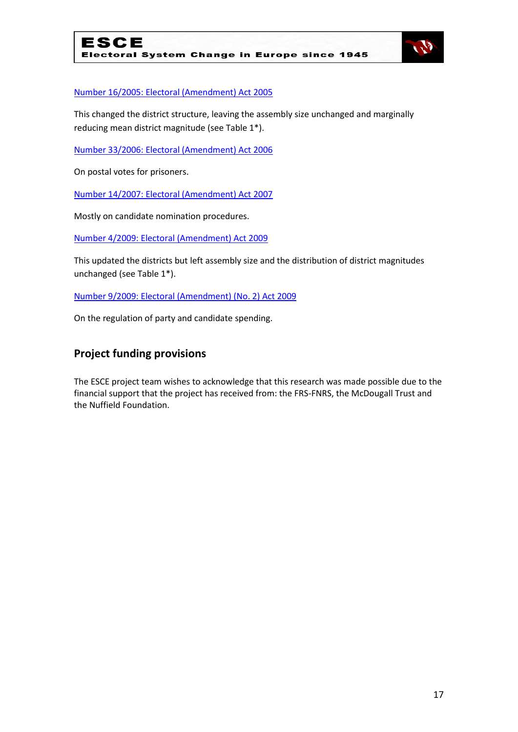Number 16/2005: Electoral (Amendment) Act 2005

This changed the district structure, leaving the assembly size unchanged and marginally reducing mean district magnitude (see Table 1*).

Number 33/2006: Electoral (Amendment) Act 2006

On postal votes for prisoners.

Number 14/2007: Electoral (Amendment) Act 2007

Mostly on candidate nomination procedures.

Number 4/2009: Electoral (Amendment) Act 2009

This updated the districts but left assembly size and the distribution of district magnitudes unchanged (see Table 1*).

Number 9/2009: Electoral (Amendment) (No. 2) Act 2009

On the regulation of party and candidate spending.

## Project funding provisions

The ESCE project team wishes to acknowledge that this research was made possible due to the financial support that the project has received from: the FRS-FNRS, the McDougall Trust and the Nuffield Foundation.